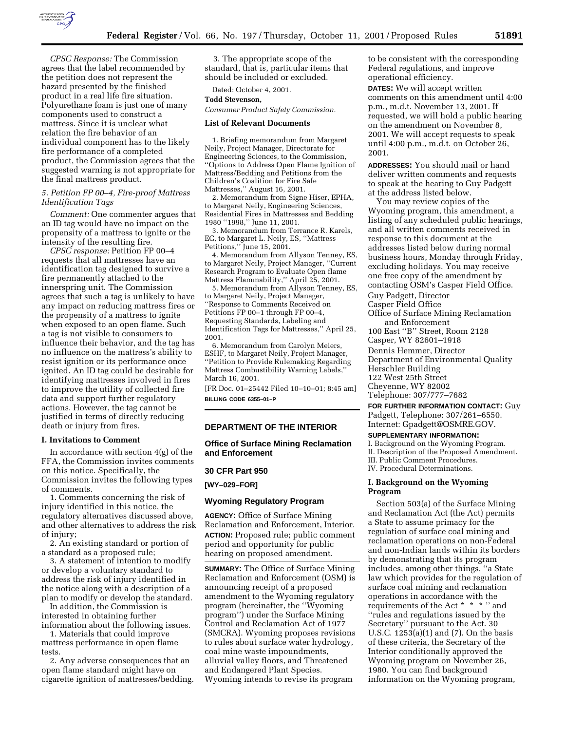*CPSC Response:* The Commission agrees that the label recommended by the petition does not represent the hazard presented by the finished product in a real life fire situation. Polyurethane foam is just one of many components used to construct a mattress. Since it is unclear what relation the fire behavior of an individual component has to the likely fire performance of a completed product, the Commission agrees that the suggested warning is not appropriate for the final mattress product.

*5. Petition FP 00–4, Fire-proof Mattress Identification Tags*

*Comment:* One commenter argues that an ID tag would have no impact on the propensity of a mattress to ignite or the intensity of the resulting fire.

*CPSC response:* Petition FP 00–4 requests that all mattresses have an identification tag designed to survive a fire permanently attached to the innerspring unit. The Commission agrees that such a tag is unlikely to have any impact on reducing mattress fires or the propensity of a mattress to ignite when exposed to an open flame. Such a tag is not visible to consumers to influence their behavior, and the tag has no influence on the mattress's ability to resist ignition or its performance once ignited. An ID tag could be desirable for identifying mattresses involved in fires to improve the utility of collected fire data and support further regulatory actions. However, the tag cannot be justified in terms of directly reducing death or injury from fires.

**I. Invitations to Comment**

In accordance with section 4(g) of the FFA, the Commission invites comments on this notice. Specifically, the Commission invites the following types of comments.

1. Comments concerning the risk of injury identified in this notice, the regulatory alternatives discussed above, and other alternatives to address the risk of injury;
2. An existing standard or portion of a standard as a proposed rule;
3. A statement of intention to modify or develop a voluntary standard to address the risk of injury identified in the notice along with a description of a plan to modify or develop the standard.

In addition, the Commission is interested in obtaining further information about the following issues.

1. Materials that could improve mattress performance in open flame tests.
2. Any adverse consequences that an open flame standard might have on cigarette ignition of mattresses/bedding.
3. The appropriate scope of the standard, that is, particular items that should be included or excluded.

Dated: October 4, 2001.

**Todd Stevenson,**

*Consumer Product Safety Commission.*

**List of Relevant Documents**

1. Briefing memorandum from Margaret Neily, Project Manager, Directorate for Engineering Sciences, to the Commission, ''Options to Address Open Flame Ignition of Mattress/Bedding and Petitions from the Children's Coalition for Fire Safe Mattresses,'' August 16, 2001.
2. Memorandum from Signe Hiser, EPHA, to Margaret Neily, Engineering Sciences, Residential Fires in Mattresses and Bedding 1980 ''1998,'' June 11, 2001.
3. Memorandum from Terrance R. Karels, EC, to Margaret L. Neily, ES, ''Mattress Petitions,'' June 15, 2001.
4. Memorandum from Allyson Tenney, ES, to Margaret Neily, Project Manager, ''Current Research Program to Evaluate Open flame Mattress Flammability,'' April 25, 2001.
5. Memorandum from Allyson Tenney, ES, to Margaret Neily, Project Manager, ''Response to Comments Received on Petitions FP 00–1 through FP 00–4, Requesting Standards, Labeling and Identification Tags for Mattresses,'' April 25, 2001.
6. Memorandum from Carolyn Meiers, ESHF, to Margaret Neily, Project Manager, ''Petition to Provide Rulemaking Regarding Mattress Combustibility Warning Labels,'' March 16, 2001.

[FR Doc. 01–25442 Filed 10–10–01; 8:45 am]

**BILLING CODE 6355–01–P**

## DEPARTMENT OF THE INTERIOR

### Office of Surface Mining Reclamation and Enforcement

### 30 CFR Part 950

**[WY–029–FOR]**

### Wyoming Regulatory Program

**AGENCY:** Office of Surface Mining Reclamation and Enforcement, Interior.

**ACTION:** Proposed rule; public comment period and opportunity for public hearing on proposed amendment.

**SUMMARY:** The Office of Surface Mining Reclamation and Enforcement (OSM) is announcing receipt of a proposed amendment to the Wyoming regulatory program (hereinafter, the ''Wyoming program'') under the Surface Mining Control and Reclamation Act of 1977 (SMCRA). Wyoming proposes revisions to rules about surface water hydrology, coal mine waste impoundments, alluvial valley floors, and Threatened and Endangered Plant Species. Wyoming intends to revise its program to be consistent with the corresponding Federal regulations, and improve operational efficiency.

**DATES:** We will accept written comments on this amendment until 4:00 p.m., m.d.t. November 13, 2001. If requested, we will hold a public hearing on the amendment on November 8, 2001. We will accept requests to speak until 4:00 p.m., m.d.t. on October 26, 2001.

**ADDRESSES:** You should mail or hand deliver written comments and requests to speak at the hearing to Guy Padgett at the address listed below.

You may review copies of the Wyoming program, this amendment, a listing of any scheduled public hearings, and all written comments received in response to this document at the addresses listed below during normal business hours, Monday through Friday, excluding holidays. You may receive one free copy of the amendment by contacting OSM's Casper Field Office.

Guy Padgett, Director
Casper Field Office
Office of Surface Mining Reclamation and Enforcement
100 East ''B'' Street, Room 2128
Casper, WY 82601–1918

Dennis Hemmer, Director
Department of Environmental Quality
Herschler Building
122 West 25th Street
Cheyenne, WY 82002
Telephone: 307/777–7682

**FOR FURTHER INFORMATION CONTACT:** Guy Padgett, Telephone: 307/261–6550. Internet: Gpadgett@OSMRE.GOV.

**SUPPLEMENTARY INFORMATION:**

I. Background on the Wyoming Program.
II. Description of the Proposed Amendment.
III. Public Comment Procedures.
IV. Procedural Determinations.

**I. Background on the Wyoming Program**

Section 503(a) of the Surface Mining and Reclamation Act (the Act) permits a State to assume primacy for the regulation of surface coal mining and reclamation operations on non-Federal and non-Indian lands within its borders by demonstrating that its program includes, among other things, ''a State law which provides for the regulation of surface coal mining and reclamation operations in accordance with the requirements of the Act * * * '' and ''rules and regulations issued by the Secretary'' pursuant to the Act. 30 U.S.C. 1253(a)(1) and (7). On the basis of these criteria, the Secretary of the Interior conditionally approved the Wyoming program on November 26, 1980. You can find background information on the Wyoming program,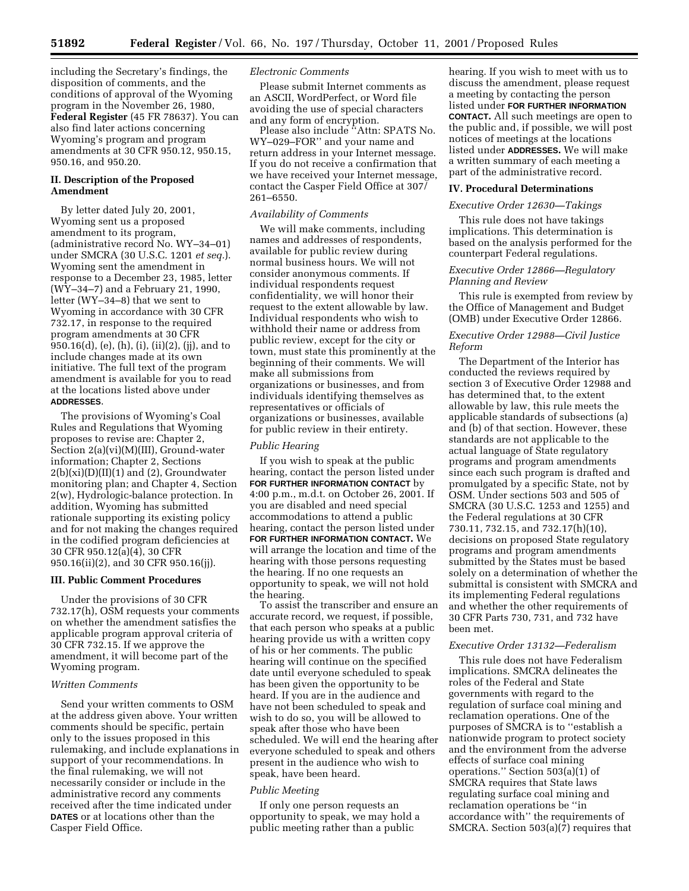including the Secretary's findings, the disposition of comments, and the conditions of approval of the Wyoming program in the November 26, 1980, **Federal Register** (45 FR 78637). You can also find later actions concerning Wyoming's program and program amendments at 30 CFR 950.12, 950.15, 950.16, and 950.20.

## II. Description of the Proposed Amendment

By letter dated July 20, 2001, Wyoming sent us a proposed amendment to its program, (administrative record No. WY–34–01) under SMCRA (30 U.S.C. 1201 *et seq.*). Wyoming sent the amendment in response to a December 23, 1985, letter (WY–34–7) and a February 21, 1990, letter (WY–34–8) that we sent to Wyoming in accordance with 30 CFR 732.17, in response to the required program amendments at 30 CFR 950.16(d), (e), (h), (i), (ii)(2), (jj), and to include changes made at its own initiative. The full text of the program amendment is available for you to read at the locations listed above under **ADDRESSES**.

The provisions of Wyoming's Coal Rules and Regulations that Wyoming proposes to revise are: Chapter 2, Section 2(a)(vi)(M)(III), Ground-water information; Chapter 2, Sections 2(b)(xi)(D)(II)(1) and (2), Groundwater monitoring plan; and Chapter 4, Section 2(w), Hydrologic-balance protection. In addition, Wyoming has submitted rationale supporting its existing policy and for not making the changes required in the codified program deficiencies at 30 CFR 950.12(a)(4), 30 CFR 950.16(ii)(2), and 30 CFR 950.16(jj).

## III. Public Comment Procedures

Under the provisions of 30 CFR 732.17(h), OSM requests your comments on whether the amendment satisfies the applicable program approval criteria of 30 CFR 732.15. If we approve the amendment, it will become part of the Wyoming program.

### *Written Comments*

Send your written comments to OSM at the address given above. Your written comments should be specific, pertain only to the issues proposed in this rulemaking, and include explanations in support of your recommendations. In the final rulemaking, we will not necessarily consider or include in the administrative record any comments received after the time indicated under **DATES** or at locations other than the Casper Field Office.

### *Electronic Comments*

Please submit Internet comments as an ASCII, WordPerfect, or Word file avoiding the use of special characters and any form of encryption.

Please also include "Attn: SPATS No. WY–029–FOR" and your name and return address in your Internet message. If you do not receive a confirmation that we have received your Internet message, contact the Casper Field Office at 307/261–6550.

### *Availability of Comments*

We will make comments, including names and addresses of respondents, available for public review during normal business hours. We will not consider anonymous comments. If individual respondents request confidentiality, we will honor their request to the extent allowable by law. Individual respondents who wish to withhold their name or address from public review, except for the city or town, must state this prominently at the beginning of their comments. We will make all submissions from organizations or businesses, and from individuals identifying themselves as representatives or officials of organizations or businesses, available for public review in their entirety.

### *Public Hearing*

If you wish to speak at the public hearing, contact the person listed under **FOR FURTHER INFORMATION CONTACT** by 4:00 p.m., m.d.t. on October 26, 2001. If you are disabled and need special accommodations to attend a public hearing, contact the person listed under **FOR FURTHER INFORMATION CONTACT.** We will arrange the location and time of the hearing with those persons requesting the hearing. If no one requests an opportunity to speak, we will not hold the hearing.

To assist the transcriber and ensure an accurate record, we request, if possible, that each person who speaks at a public hearing provide us with a written copy of his or her comments. The public hearing will continue on the specified date until everyone scheduled to speak has been given the opportunity to be heard. If you are in the audience and have not been scheduled to speak and wish to do so, you will be allowed to speak after those who have been scheduled. We will end the hearing after everyone scheduled to speak and others present in the audience who wish to speak, have been heard.

### *Public Meeting*

If only one person requests an opportunity to speak, we may hold a public meeting rather than a public hearing. If you wish to meet with us to discuss the amendment, please request a meeting by contacting the person listed under **FOR FURTHER INFORMATION CONTACT.** All such meetings are open to the public and, if possible, we will post notices of meetings at the locations listed under **ADDRESSES.** We will make a written summary of each meeting a part of the administrative record.

## IV. Procedural Determinations

### *Executive Order 12630—Takings*

This rule does not have takings implications. This determination is based on the analysis performed for the counterpart Federal regulations.

### *Executive Order 12866—Regulatory Planning and Review*

This rule is exempted from review by the Office of Management and Budget (OMB) under Executive Order 12866.

### *Executive Order 12988—Civil Justice Reform*

The Department of the Interior has conducted the reviews required by section 3 of Executive Order 12988 and has determined that, to the extent allowable by law, this rule meets the applicable standards of subsections (a) and (b) of that section. However, these standards are not applicable to the actual language of State regulatory programs and program amendments since each such program is drafted and promulgated by a specific State, not by OSM. Under sections 503 and 505 of SMCRA (30 U.S.C. 1253 and 1255) and the Federal regulations at 30 CFR 730.11, 732.15, and 732.17(h)(10), decisions on proposed State regulatory programs and program amendments submitted by the States must be based solely on a determination of whether the submittal is consistent with SMCRA and its implementing Federal regulations and whether the other requirements of 30 CFR Parts 730, 731, and 732 have been met.

### *Executive Order 13132—Federalism*

This rule does not have Federalism implications. SMCRA delineates the roles of the Federal and State governments with regard to the regulation of surface coal mining and reclamation operations. One of the purposes of SMCRA is to "establish a nationwide program to protect society and the environment from the adverse effects of surface coal mining operations." Section 503(a)(1) of SMCRA requires that State laws regulating surface coal mining and reclamation operations be "in accordance with" the requirements of SMCRA. Section 503(a)(7) requires that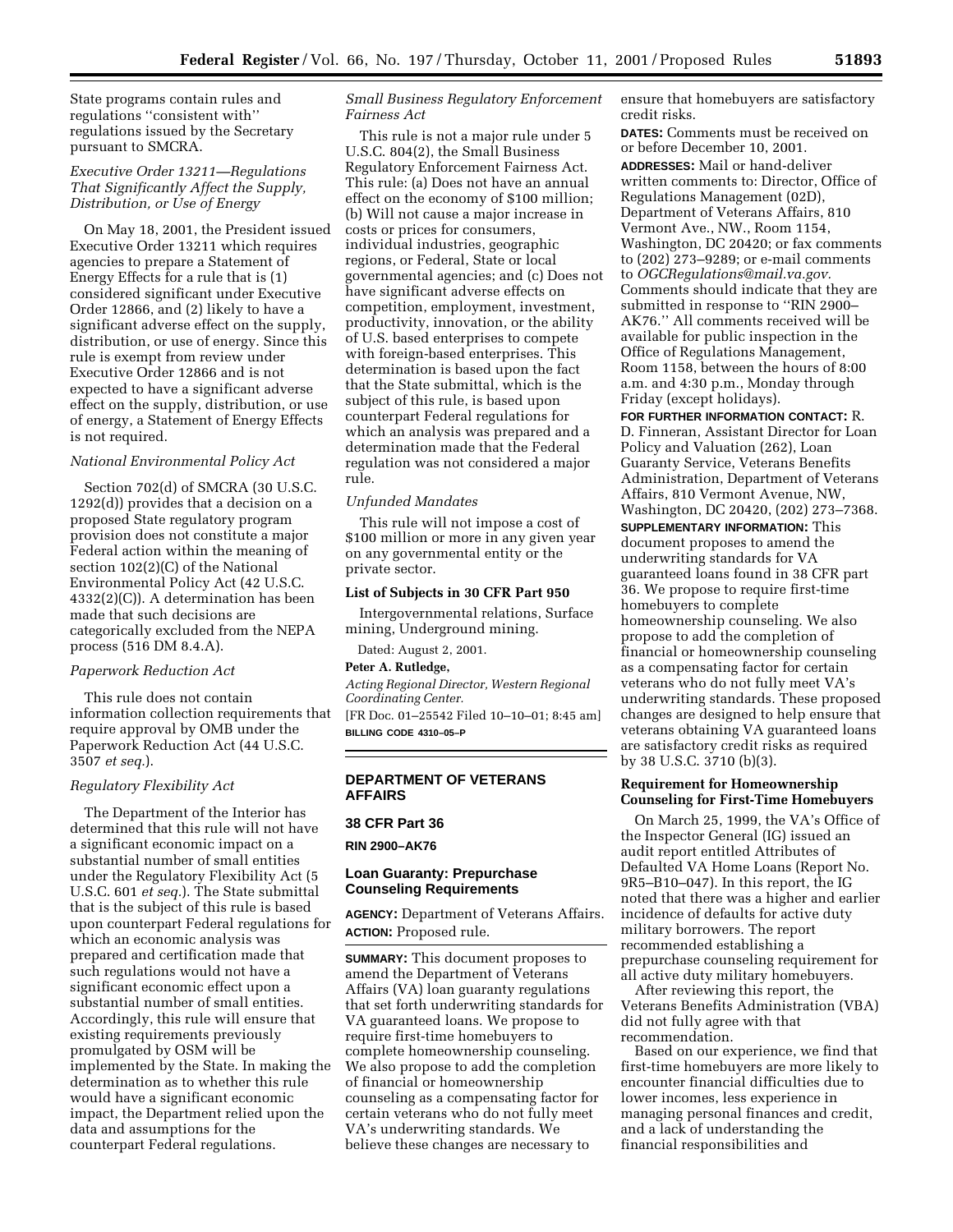State programs contain rules and regulations ''consistent with'' regulations issued by the Secretary pursuant to SMCRA.

*Executive Order 13211—Regulations That Significantly Affect the Supply, Distribution, or Use of Energy*

On May 18, 2001, the President issued Executive Order 13211 which requires agencies to prepare a Statement of Energy Effects for a rule that is (1) considered significant under Executive Order 12866, and (2) likely to have a significant adverse effect on the supply, distribution, or use of energy. Since this rule is exempt from review under Executive Order 12866 and is not expected to have a significant adverse effect on the supply, distribution, or use of energy, a Statement of Energy Effects is not required.

*National Environmental Policy Act*

Section 702(d) of SMCRA (30 U.S.C. 1292(d)) provides that a decision on a proposed State regulatory program provision does not constitute a major Federal action within the meaning of section 102(2)(C) of the National Environmental Policy Act (42 U.S.C. 4332(2)(C)). A determination has been made that such decisions are categorically excluded from the NEPA process (516 DM 8.4.A).

*Paperwork Reduction Act*

This rule does not contain information collection requirements that require approval by OMB under the Paperwork Reduction Act (44 U.S.C. 3507 *et seq.*).

*Regulatory Flexibility Act*

The Department of the Interior has determined that this rule will not have a significant economic impact on a substantial number of small entities under the Regulatory Flexibility Act (5 U.S.C. 601 *et seq.*). The State submittal that is the subject of this rule is based upon counterpart Federal regulations for which an economic analysis was prepared and certification made that such regulations would not have a significant economic effect upon a substantial number of small entities. Accordingly, this rule will ensure that existing requirements previously promulgated by OSM will be implemented by the State. In making the determination as to whether this rule would have a significant economic impact, the Department relied upon the data and assumptions for the counterpart Federal regulations.

*Small Business Regulatory Enforcement Fairness Act*

This rule is not a major rule under 5 U.S.C. 804(2), the Small Business Regulatory Enforcement Fairness Act. This rule: (a) Does not have an annual effect on the economy of $100 million; (b) Will not cause a major increase in costs or prices for consumers, individual industries, geographic regions, or Federal, State or local governmental agencies; and (c) Does not have significant adverse effects on competition, employment, investment, productivity, innovation, or the ability of U.S. based enterprises to compete with foreign-based enterprises. This determination is based upon the fact that the State submittal, which is the subject of this rule, is based upon counterpart Federal regulations for which an analysis was prepared and a determination made that the Federal regulation was not considered a major rule.

*Unfunded Mandates*

This rule will not impose a cost of $100 million or more in any given year on any governmental entity or the private sector.

**List of Subjects in 30 CFR Part 950**

Intergovernmental relations, Surface mining, Underground mining.

Dated: August 2, 2001.

**Peter A. Rutledge,**

*Acting Regional Director, Western Regional Coordinating Center.*

[FR Doc. 01–25542 Filed 10–10–01; 8:45 am]

**BILLING CODE 4310–05–P**

---

## DEPARTMENT OF VETERANS AFFAIRS

### 38 CFR Part 36

**RIN 2900–AK76**

### Loan Guaranty: Prepurchase Counseling Requirements

**AGENCY:** Department of Veterans Affairs.

**ACTION:** Proposed rule.

**SUMMARY:** This document proposes to amend the Department of Veterans Affairs (VA) loan guaranty regulations that set forth underwriting standards for VA guaranteed loans. We propose to require first-time homebuyers to complete homeownership counseling. We also propose to add the completion of financial or homeownership counseling as a compensating factor for certain veterans who do not fully meet VA's underwriting standards. We believe these changes are necessary to ensure that homebuyers are satisfactory credit risks.

**DATES:** Comments must be received on or before December 10, 2001.

**ADDRESSES:** Mail or hand-deliver written comments to: Director, Office of Regulations Management (02D), Department of Veterans Affairs, 810 Vermont Ave., NW., Room 1154, Washington, DC 20420; or fax comments to (202) 273–9289; or e-mail comments to *OGCRegulations@mail.va.gov.* Comments should indicate that they are submitted in response to ''RIN 2900–AK76.'' All comments received will be available for public inspection in the Office of Regulations Management, Room 1158, between the hours of 8:00 a.m. and 4:30 p.m., Monday through Friday (except holidays).

**FOR FURTHER INFORMATION CONTACT:** R. D. Finneran, Assistant Director for Loan Policy and Valuation (262), Loan Guaranty Service, Veterans Benefits Administration, Department of Veterans Affairs, 810 Vermont Avenue, NW, Washington, DC 20420, (202) 273–7368.

**SUPPLEMENTARY INFORMATION:** This document proposes to amend the underwriting standards for VA guaranteed loans found in 38 CFR part 36. We propose to require first-time homebuyers to complete homeownership counseling. We also propose to add the completion of financial or homeownership counseling as a compensating factor for certain veterans who do not fully meet VA's underwriting standards. These proposed changes are designed to help ensure that veterans obtaining VA guaranteed loans are satisfactory credit risks as required by 38 U.S.C. 3710 (b)(3).

**Requirement for Homeownership Counseling for First-Time Homebuyers**

On March 25, 1999, the VA's Office of the Inspector General (IG) issued an audit report entitled Attributes of Defaulted VA Home Loans (Report No. 9R5–B10–047). In this report, the IG noted that there was a higher and earlier incidence of defaults for active duty military borrowers. The report recommended establishing a prepurchase counseling requirement for all active duty military homebuyers.

After reviewing this report, the Veterans Benefits Administration (VBA) did not fully agree with that recommendation.

Based on our experience, we find that first-time homebuyers are more likely to encounter financial difficulties due to lower incomes, less experience in managing personal finances and credit, and a lack of understanding the financial responsibilities and